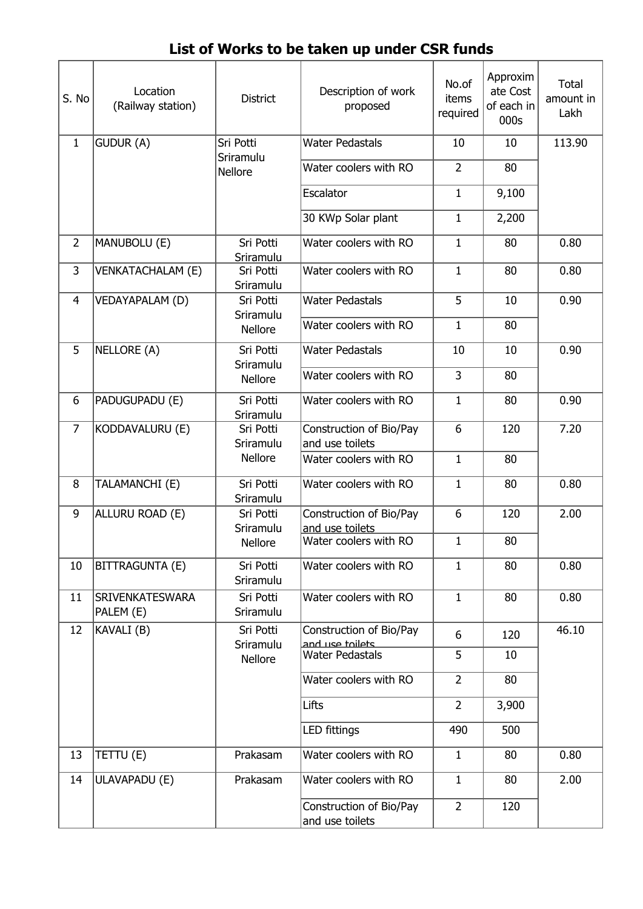# List of Works to be taken up under CSR funds

| S. No | Location (Railway station) | District | Description of work proposed | No.of items required | Approximate Cost of each in 000s | Total amount in Lakh |
|---|---|---|---|---|---|---|
| 1 | GUDUR (A) | Sri Potti Sriramulu Nellore | Water Pedastals | 10 | 10 | 113.90 |
| | | | Water coolers with RO | 2 | 80 | |
| | | | Escalator | 1 | 9,100 | |
| | | | 30 KWp Solar plant | 1 | 2,200 | |
| 2 | MANUBOLU (E) | Sri Potti Sriramulu | Water coolers with RO | 1 | 80 | 0.80 |
| 3 | VENKATACHALAM (E) | Sri Potti Sriramulu | Water coolers with RO | 1 | 80 | 0.80 |
| 4 | VEDAYAPALAM (D) | Sri Potti Sriramulu Nellore | Water Pedastals | 5 | 10 | 0.90 |
| | | | Water coolers with RO | 1 | 80 | |
| 5 | NELLORE (A) | Sri Potti Sriramulu Nellore | Water Pedastals | 10 | 10 | 0.90 |
| | | | Water coolers with RO | 3 | 80 | |
| 6 | PADUGUPADU (E) | Sri Potti Sriramulu | Water coolers with RO | 1 | 80 | 0.90 |
| 7 | KODDAVALURU (E) | Sri Potti Sriramulu Nellore | Construction of Bio/Pay and use toilets | 6 | 120 | 7.20 |
| | | | Water coolers with RO | 1 | 80 | |
| 8 | TALAMANCHI (E) | Sri Potti Sriramulu | Water coolers with RO | 1 | 80 | 0.80 |
| 9 | ALLURU ROAD (E) | Sri Potti Sriramulu Nellore | Construction of Bio/Pay and use toilets | 6 | 120 | 2.00 |
| | | | Water coolers with RO | 1 | 80 | |
| 10 | BITTRAGUNTA (E) | Sri Potti Sriramulu | Water coolers with RO | 1 | 80 | 0.80 |
| 11 | SRIVENKATESWARA PALEM (E) | Sri Potti Sriramulu | Water coolers with RO | 1 | 80 | 0.80 |
| 12 | KAVALI (B) | Sri Potti Sriramulu Nellore | Construction of Bio/Pay and use toilets | 6 | 120 | 46.10 |
| | | | Water Pedastals | 5 | 10 | |
| | | | Water coolers with RO | 2 | 80 | |
| | | | Lifts | 2 | 3,900 | |
| | | | LED fittings | 490 | 500 | |
| 13 | TETTU (E) | Prakasam | Water coolers with RO | 1 | 80 | 0.80 |
| 14 | ULAVAPADU (E) | Prakasam | Water coolers with RO | 1 | 80 | 2.00 |
| | | | Construction of Bio/Pay and use toilets | 2 | 120 | |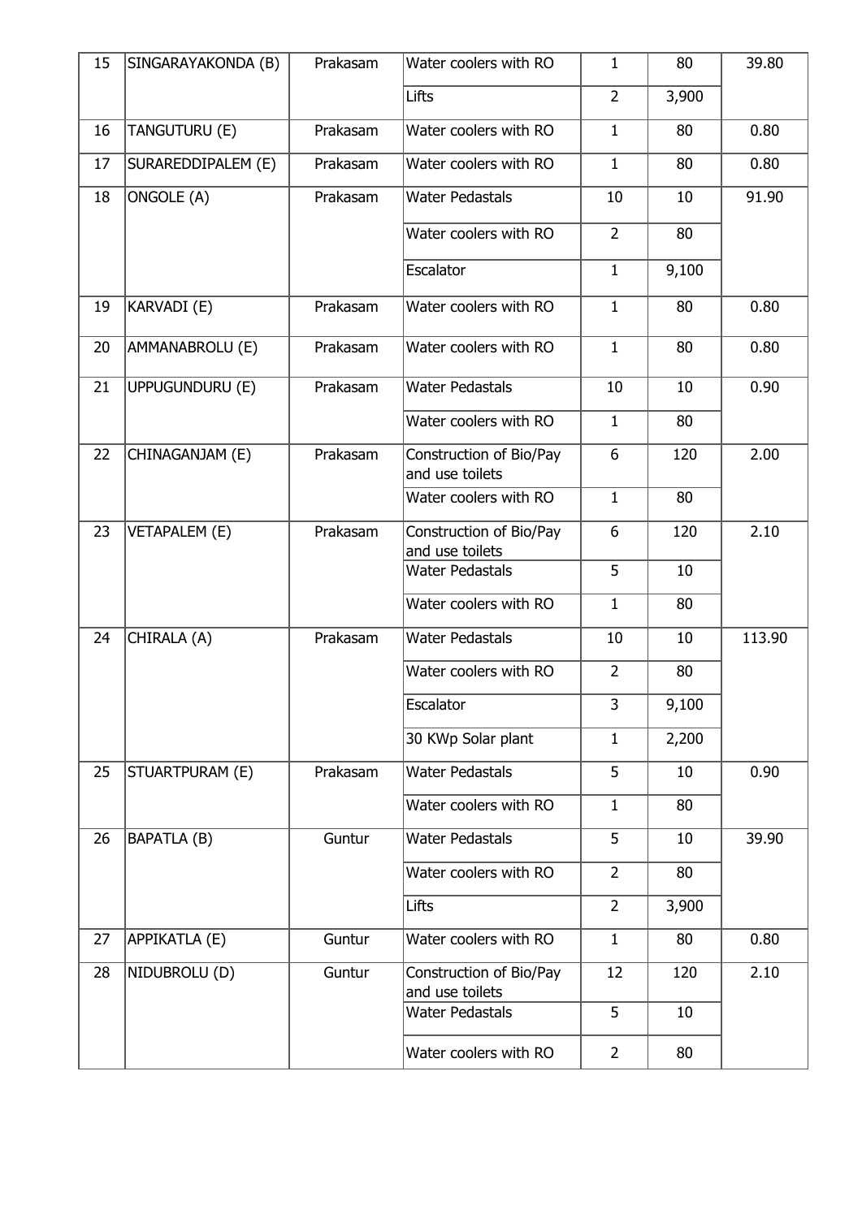| 15 | SINGARAYAKONDA (B) | Prakasam | Water coolers with RO | 1 | 80 | 39.80 |
|---|---|---|---|---|---|---|
| | | | Lifts | 2 | 3,900 | |
| 16 | TANGUTURU (E) | Prakasam | Water coolers with RO | 1 | 80 | 0.80 |
| 17 | SURAREDDIPALEM (E) | Prakasam | Water coolers with RO | 1 | 80 | 0.80 |
| 18 | ONGOLE (A) | Prakasam | Water Pedastals | 10 | 10 | 91.90 |
| | | | Water coolers with RO | 2 | 80 | |
| | | | Escalator | 1 | 9,100 | |
| 19 | KARVADI (E) | Prakasam | Water coolers with RO | 1 | 80 | 0.80 |
| 20 | AMMANABROLU (E) | Prakasam | Water coolers with RO | 1 | 80 | 0.80 |
| 21 | UPPUGUNDURU (E) | Prakasam | Water Pedastals | 10 | 10 | 0.90 |
| | | | Water coolers with RO | 1 | 80 | |
| 22 | CHINAGANJAM (E) | Prakasam | Construction of Bio/Pay and use toilets | 6 | 120 | 2.00 |
| | | | Water coolers with RO | 1 | 80 | |
| 23 | VETAPALEM (E) | Prakasam | Construction of Bio/Pay and use toilets | 6 | 120 | 2.10 |
| | | | Water Pedastals | 5 | 10 | |
| | | | Water coolers with RO | 1 | 80 | |
| 24 | CHIRALA (A) | Prakasam | Water Pedastals | 10 | 10 | 113.90 |
| | | | Water coolers with RO | 2 | 80 | |
| | | | Escalator | 3 | 9,100 | |
| | | | 30 KWp Solar plant | 1 | 2,200 | |
| 25 | STUARTPURAM (E) | Prakasam | Water Pedastals | 5 | 10 | 0.90 |
| | | | Water coolers with RO | 1 | 80 | |
| 26 | BAPATLA (B) | Guntur | Water Pedastals | 5 | 10 | 39.90 |
| | | | Water coolers with RO | 2 | 80 | |
| | | | Lifts | 2 | 3,900 | |
| 27 | APPIKATLA (E) | Guntur | Water coolers with RO | 1 | 80 | 0.80 |
| 28 | NIDUBROLU (D) | Guntur | Construction of Bio/Pay and use toilets | 12 | 120 | 2.10 |
| | | | Water Pedastals | 5 | 10 | |
| | | | Water coolers with RO | 2 | 80 | |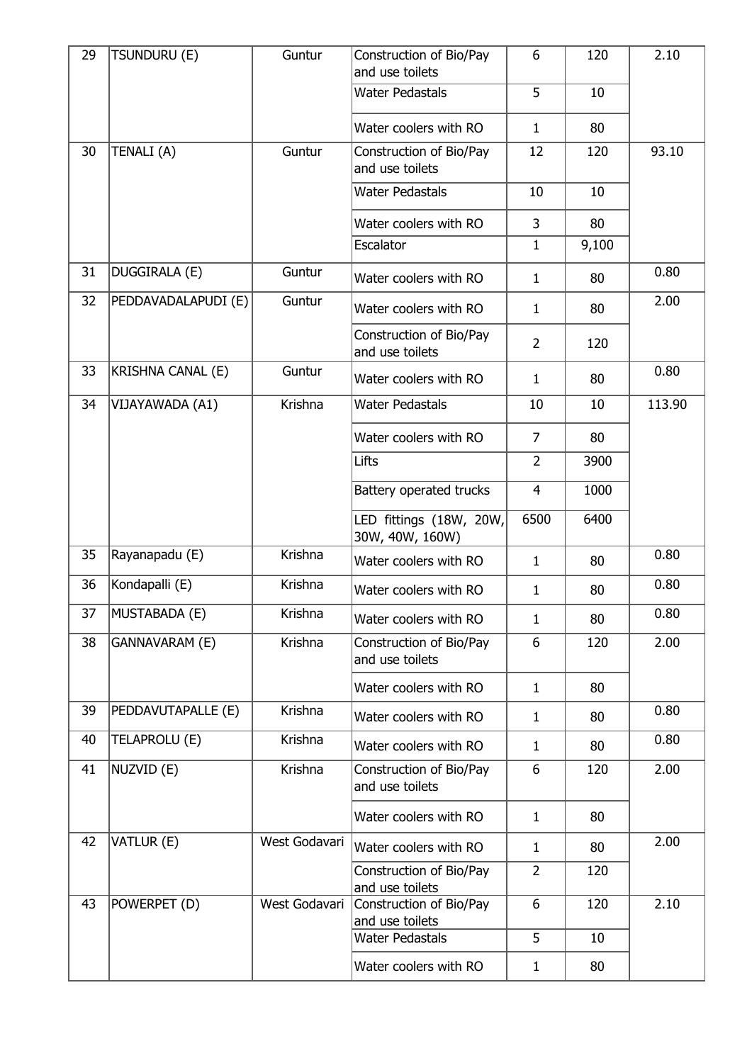| 29 | TSUNDURU (E) | Guntur | Construction of Bio/Pay and use toilets | 6 | 120 | 2.10 |
|---|---|---|---|---|---|---|
| | | | Water Pedastals | 5 | 10 | |
| | | | Water coolers with RO | 1 | 80 | |
| 30 | TENALI (A) | Guntur | Construction of Bio/Pay and use toilets | 12 | 120 | 93.10 |
| | | | Water Pedastals | 10 | 10 | |
| | | | Water coolers with RO | 3 | 80 | |
| | | | Escalator | 1 | 9,100 | |
| 31 | DUGGIRALA (E) | Guntur | Water coolers with RO | 1 | 80 | 0.80 |
| 32 | PEDDAVADALAPUDI (E) | Guntur | Water coolers with RO | 1 | 80 | 2.00 |
| | | | Construction of Bio/Pay and use toilets | 2 | 120 | |
| 33 | KRISHNA CANAL (E) | Guntur | Water coolers with RO | 1 | 80 | 0.80 |
| 34 | VIJAYAWADA (A1) | Krishna | Water Pedastals | 10 | 10 | 113.90 |
| | | | Water coolers with RO | 7 | 80 | |
| | | | Lifts | 2 | 3900 | |
| | | | Battery operated trucks | 4 | 1000 | |
| | | | LED fittings (18W, 20W, 30W, 40W, 160W) | 6500 | 6400 | |
| 35 | Rayanapadu (E) | Krishna | Water coolers with RO | 1 | 80 | 0.80 |
| 36 | Kondapalli (E) | Krishna | Water coolers with RO | 1 | 80 | 0.80 |
| 37 | MUSTABADA (E) | Krishna | Water coolers with RO | 1 | 80 | 0.80 |
| 38 | GANNAVARAM (E) | Krishna | Construction of Bio/Pay and use toilets | 6 | 120 | 2.00 |
| | | | Water coolers with RO | 1 | 80 | |
| 39 | PEDDAVUTAPALLE (E) | Krishna | Water coolers with RO | 1 | 80 | 0.80 |
| 40 | TELAPROLU (E) | Krishna | Water coolers with RO | 1 | 80 | 0.80 |
| 41 | NUZVID (E) | Krishna | Construction of Bio/Pay and use toilets | 6 | 120 | 2.00 |
| | | | Water coolers with RO | 1 | 80 | |
| 42 | VATLUR (E) | West Godavari | Water coolers with RO | 1 | 80 | 2.00 |
| | | | Construction of Bio/Pay and use toilets | 2 | 120 | |
| 43 | POWERPET (D) | West Godavari | Construction of Bio/Pay and use toilets | 6 | 120 | 2.10 |
| | | | Water Pedastals | 5 | 10 | |
| | | | Water coolers with RO | 1 | 80 | |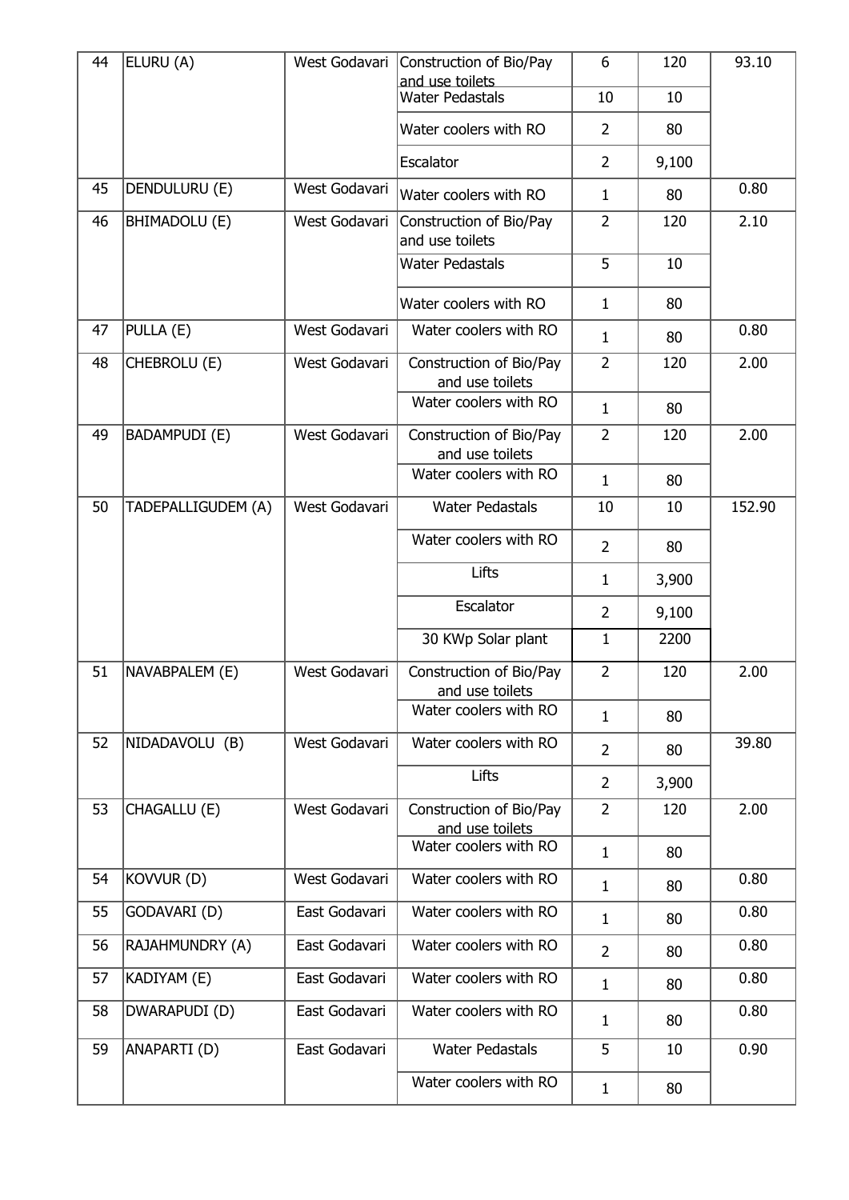| 44 | ELURU (A) | West Godavari | Construction of Bio/Pay and use toilets | 6 | 120 | 93.10 |
|---|---|---|---|---|---|---|
| | | | Water Pedastals | 10 | 10 | |
| | | | Water coolers with RO | 2 | 80 | |
| | | | Escalator | 2 | 9,100 | |
| 45 | DENDULURU (E) | West Godavari | Water coolers with RO | 1 | 80 | 0.80 |
| 46 | BHIMADOLU (E) | West Godavari | Construction of Bio/Pay and use toilets | 2 | 120 | 2.10 |
| | | | Water Pedastals | 5 | 10 | |
| | | | Water coolers with RO | 1 | 80 | |
| 47 | PULLA (E) | West Godavari | Water coolers with RO | 1 | 80 | 0.80 |
| 48 | CHEBROLU (E) | West Godavari | Construction of Bio/Pay and use toilets | 2 | 120 | 2.00 |
| | | | Water coolers with RO | 1 | 80 | |
| 49 | BADAMPUDI (E) | West Godavari | Construction of Bio/Pay and use toilets | 2 | 120 | 2.00 |
| | | | Water coolers with RO | 1 | 80 | |
| 50 | TADEPALLIGUDEM (A) | West Godavari | Water Pedastals | 10 | 10 | 152.90 |
| | | | Water coolers with RO | 2 | 80 | |
| | | | Lifts | 1 | 3,900 | |
| | | | Escalator | 2 | 9,100 | |
| | | | 30 KWp Solar plant | 1 | 2200 | |
| 51 | NAVABPALEM (E) | West Godavari | Construction of Bio/Pay and use toilets | 2 | 120 | 2.00 |
| | | | Water coolers with RO | 1 | 80 | |
| 52 | NIDADAVOLU (B) | West Godavari | Water coolers with RO | 2 | 80 | 39.80 |
| | | | Lifts | 2 | 3,900 | |
| 53 | CHAGALLU (E) | West Godavari | Construction of Bio/Pay and use toilets | 2 | 120 | 2.00 |
| | | | Water coolers with RO | 1 | 80 | |
| 54 | KOVVUR (D) | West Godavari | Water coolers with RO | 1 | 80 | 0.80 |
| 55 | GODAVARI (D) | East Godavari | Water coolers with RO | 1 | 80 | 0.80 |
| 56 | RAJAHMUNDRY (A) | East Godavari | Water coolers with RO | 2 | 80 | 0.80 |
| 57 | KADIYAM (E) | East Godavari | Water coolers with RO | 1 | 80 | 0.80 |
| 58 | DWARAPUDI (D) | East Godavari | Water coolers with RO | 1 | 80 | 0.80 |
| 59 | ANAPARTI (D) | East Godavari | Water Pedastals | 5 | 10 | 0.90 |
| | | | Water coolers with RO | 1 | 80 | |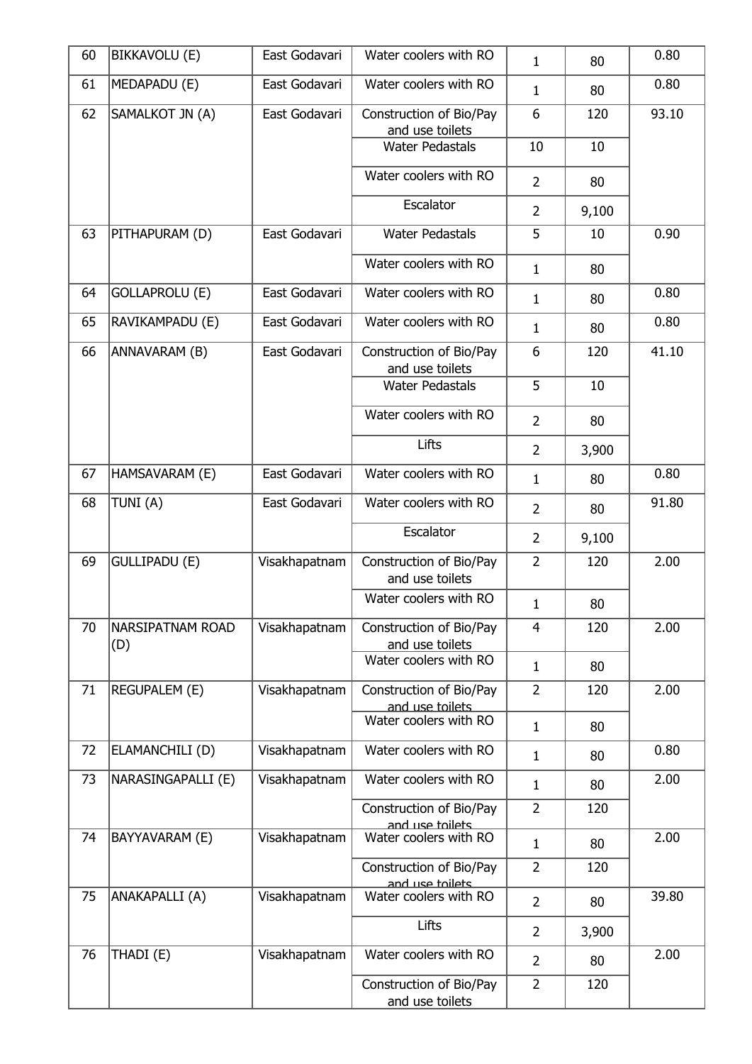| 60 | BIKKAVOLU (E) | East Godavari | Water coolers with RO | 1 | 80 | 0.80 |
|---|---|---|---|---|---|---|
| 61 | MEDAPADU (E) | East Godavari | Water coolers with RO | 1 | 80 | 0.80 |
| 62 | SAMALKOT JN (A) | East Godavari | Construction of Bio/Pay and use toilets | 6 | 120 | 93.10 |
| | | | Water Pedastals | 10 | 10 | |
| | | | Water coolers with RO | 2 | 80 | |
| | | | Escalator | 2 | 9,100 | |
| 63 | PITHAPURAM (D) | East Godavari | Water Pedastals | 5 | 10 | 0.90 |
| | | | Water coolers with RO | 1 | 80 | |
| 64 | GOLLAPROLU (E) | East Godavari | Water coolers with RO | 1 | 80 | 0.80 |
| 65 | RAVIKAMPADU (E) | East Godavari | Water coolers with RO | 1 | 80 | 0.80 |
| 66 | ANNAVARAM (B) | East Godavari | Construction of Bio/Pay and use toilets | 6 | 120 | 41.10 |
| | | | Water Pedastals | 5 | 10 | |
| | | | Water coolers with RO | 2 | 80 | |
| | | | Lifts | 2 | 3,900 | |
| 67 | HAMSAVARAM (E) | East Godavari | Water coolers with RO | 1 | 80 | 0.80 |
| 68 | TUNI (A) | East Godavari | Water coolers with RO | 2 | 80 | 91.80 |
| | | | Escalator | 2 | 9,100 | |
| 69 | GULLIPADU (E) | Visakhapatnam | Construction of Bio/Pay and use toilets | 2 | 120 | 2.00 |
| | | | Water coolers with RO | 1 | 80 | |
| 70 | NARSIPATNAM ROAD (D) | Visakhapatnam | Construction of Bio/Pay and use toilets | 4 | 120 | 2.00 |
| | | | Water coolers with RO | 1 | 80 | |
| 71 | REGUPALEM (E) | Visakhapatnam | Construction of Bio/Pay and use toilets | 2 | 120 | 2.00 |
| | | | Water coolers with RO | 1 | 80 | |
| 72 | ELAMANCHILI (D) | Visakhapatnam | Water coolers with RO | 1 | 80 | 0.80 |
| 73 | NARASINGAPALLI (E) | Visakhapatnam | Water coolers with RO | 1 | 80 | 2.00 |
| | | | Construction of Bio/Pay and use toilets | 2 | 120 | |
| 74 | BAYYAVARAM (E) | Visakhapatnam | Water coolers with RO | 1 | 80 | 2.00 |
| | | | Construction of Bio/Pay and use toilets | 2 | 120 | |
| 75 | ANAKAPALLI (A) | Visakhapatnam | Water coolers with RO | 2 | 80 | 39.80 |
| | | | Lifts | 2 | 3,900 | |
| 76 | THADI (E) | Visakhapatnam | Water coolers with RO | 2 | 80 | 2.00 |
| | | | Construction of Bio/Pay and use toilets | 2 | 120 | |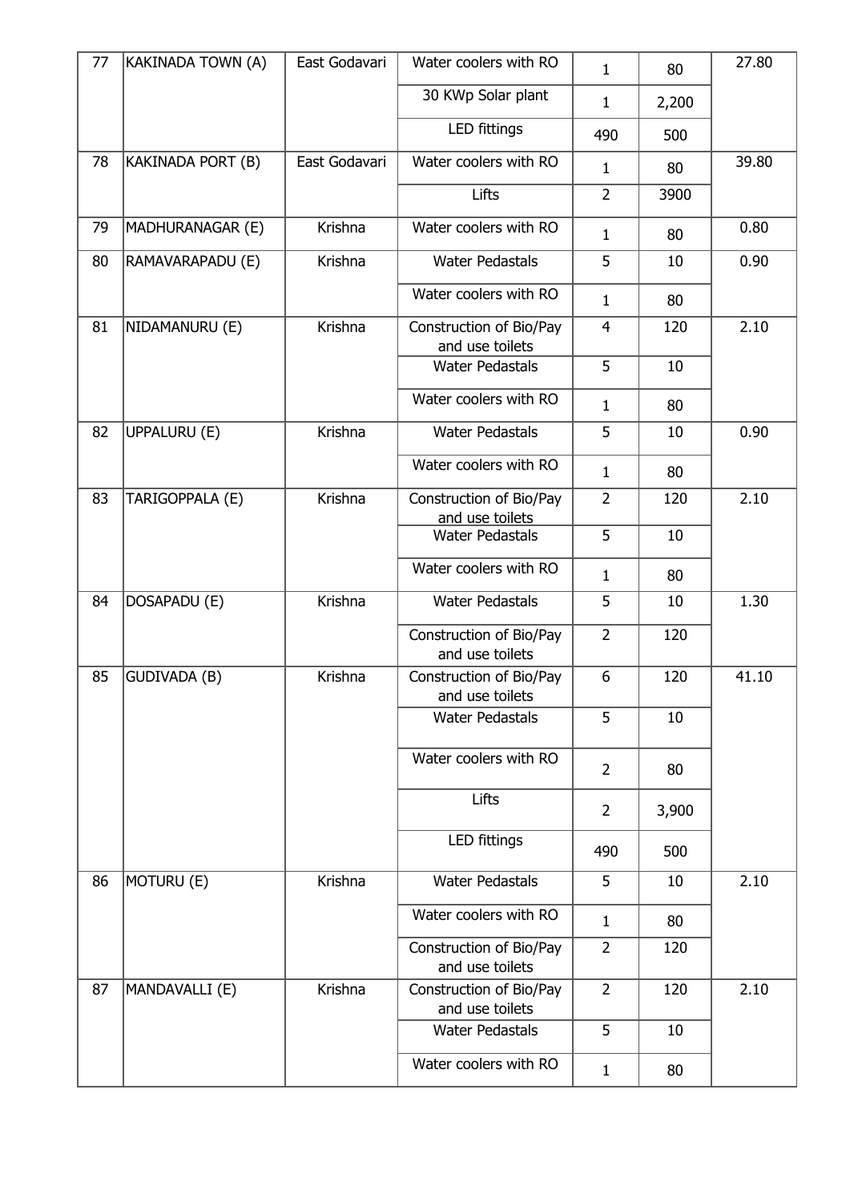| 77 | KAKINADA TOWN (A) | East Godavari | Water coolers with RO | 1 | 80 | 27.80 |
|---|---|---|---|---|---|---|
| | | | 30 KWp Solar plant | 1 | 2,200 | |
| | | | LED fittings | 490 | 500 | |
| 78 | KAKINADA PORT (B) | East Godavari | Water coolers with RO | 1 | 80 | 39.80 |
| | | | Lifts | 2 | 3900 | |
| 79 | MADHURANAGAR (E) | Krishna | Water coolers with RO | 1 | 80 | 0.80 |
| 80 | RAMAVARAPADU (E) | Krishna | Water Pedastals | 5 | 10 | 0.90 |
| | | | Water coolers with RO | 1 | 80 | |
| 81 | NIDAMANURU (E) | Krishna | Construction of Bio/Pay and use toilets | 4 | 120 | 2.10 |
| | | | Water Pedastals | 5 | 10 | |
| | | | Water coolers with RO | 1 | 80 | |
| 82 | UPPALURU (E) | Krishna | Water Pedastals | 5 | 10 | 0.90 |
| | | | Water coolers with RO | 1 | 80 | |
| 83 | TARIGOPPALA (E) | Krishna | Construction of Bio/Pay and use toilets | 2 | 120 | 2.10 |
| | | | Water Pedastals | 5 | 10 | |
| | | | Water coolers with RO | 1 | 80 | |
| 84 | DOSAPADU (E) | Krishna | Water Pedastals | 5 | 10 | 1.30 |
| | | | Construction of Bio/Pay and use toilets | 2 | 120 | |
| 85 | GUDIVADA (B) | Krishna | Construction of Bio/Pay and use toilets | 6 | 120 | 41.10 |
| | | | Water Pedastals | 5 | 10 | |
| | | | Water coolers with RO | 2 | 80 | |
| | | | Lifts | 2 | 3,900 | |
| | | | LED fittings | 490 | 500 | |
| 86 | MOTURU (E) | Krishna | Water Pedastals | 5 | 10 | 2.10 |
| | | | Water coolers with RO | 1 | 80 | |
| | | | Construction of Bio/Pay and use toilets | 2 | 120 | |
| 87 | MANDAVALLI (E) | Krishna | Construction of Bio/Pay and use toilets | 2 | 120 | 2.10 |
| | | | Water Pedastals | 5 | 10 | |
| | | | Water coolers with RO | 1 | 80 | |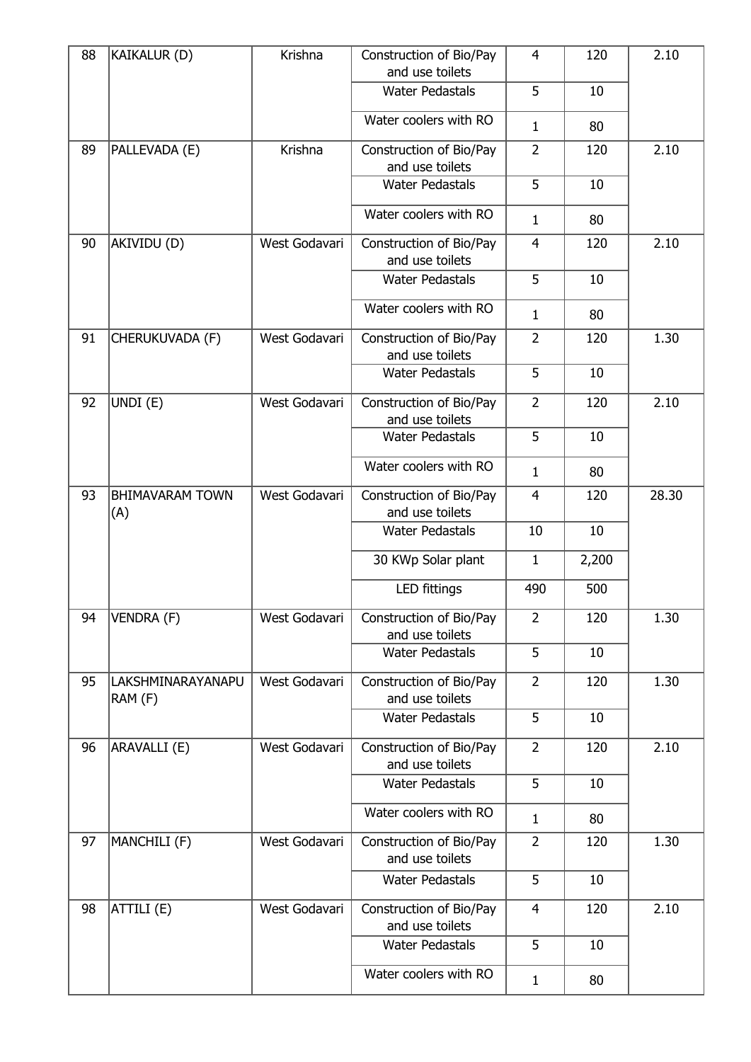| 88 | KAIKALUR (D) | Krishna | Construction of Bio/Pay and use toilets | 4 | 120 | 2.10 |
|---|---|---|---|---|---|---|
| | | | Water Pedastals | 5 | 10 | |
| | | | Water coolers with RO | 1 | 80 | |
| 89 | PALLEVADA (E) | Krishna | Construction of Bio/Pay and use toilets | 2 | 120 | 2.10 |
| | | | Water Pedastals | 5 | 10 | |
| | | | Water coolers with RO | 1 | 80 | |
| 90 | AKIVIDU (D) | West Godavari | Construction of Bio/Pay and use toilets | 4 | 120 | 2.10 |
| | | | Water Pedastals | 5 | 10 | |
| | | | Water coolers with RO | 1 | 80 | |
| 91 | CHERUKUVADA (F) | West Godavari | Construction of Bio/Pay and use toilets | 2 | 120 | 1.30 |
| | | | Water Pedastals | 5 | 10 | |
| 92 | UNDI (E) | West Godavari | Construction of Bio/Pay and use toilets | 2 | 120 | 2.10 |
| | | | Water Pedastals | 5 | 10 | |
| | | | Water coolers with RO | 1 | 80 | |
| 93 | BHIMAVARAM TOWN (A) | West Godavari | Construction of Bio/Pay and use toilets | 4 | 120 | 28.30 |
| | | | Water Pedastals | 10 | 10 | |
| | | | 30 KWp Solar plant | 1 | 2,200 | |
| | | | LED fittings | 490 | 500 | |
| 94 | VENDRA (F) | West Godavari | Construction of Bio/Pay and use toilets | 2 | 120 | 1.30 |
| | | | Water Pedastals | 5 | 10 | |
| 95 | LAKSHMINARAYANAPURAM (F) | West Godavari | Construction of Bio/Pay and use toilets | 2 | 120 | 1.30 |
| | | | Water Pedastals | 5 | 10 | |
| 96 | ARAVALLI (E) | West Godavari | Construction of Bio/Pay and use toilets | 2 | 120 | 2.10 |
| | | | Water Pedastals | 5 | 10 | |
| | | | Water coolers with RO | 1 | 80 | |
| 97 | MANCHILI (F) | West Godavari | Construction of Bio/Pay and use toilets | 2 | 120 | 1.30 |
| | | | Water Pedastals | 5 | 10 | |
| 98 | ATTILI (E) | West Godavari | Construction of Bio/Pay and use toilets | 4 | 120 | 2.10 |
| | | | Water Pedastals | 5 | 10 | |
| | | | Water coolers with RO | 1 | 80 | |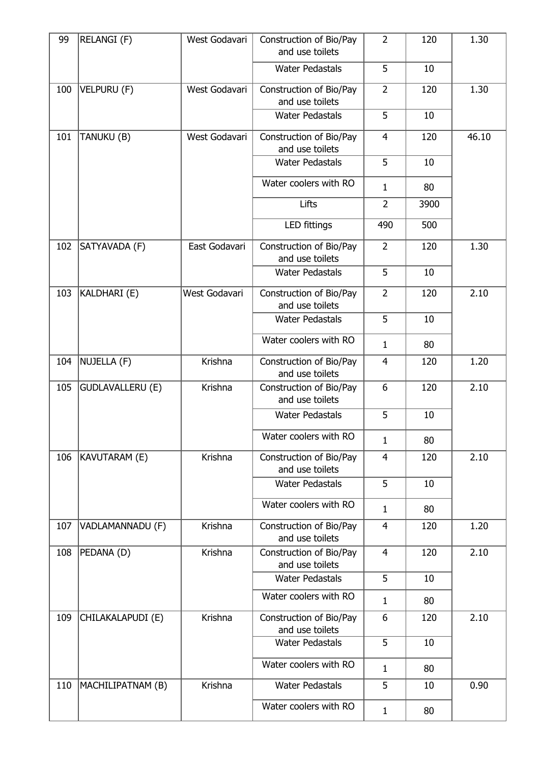| 99 | RELANGI (F) | West Godavari | Construction of Bio/Pay and use toilets | 2 | 120 | 1.30 |
|---|---|---|---|---|---|---|
| | | | Water Pedastals | 5 | 10 | |
| 100 | VELPURU (F) | West Godavari | Construction of Bio/Pay and use toilets | 2 | 120 | 1.30 |
| | | | Water Pedastals | 5 | 10 | |
| 101 | TANUKU (B) | West Godavari | Construction of Bio/Pay and use toilets | 4 | 120 | 46.10 |
| | | | Water Pedastals | 5 | 10 | |
| | | | Water coolers with RO | 1 | 80 | |
| | | | Lifts | 2 | 3900 | |
| | | | LED fittings | 490 | 500 | |
| 102 | SATYAVADA (F) | East Godavari | Construction of Bio/Pay and use toilets | 2 | 120 | 1.30 |
| | | | Water Pedastals | 5 | 10 | |
| 103 | KALDHARI (E) | West Godavari | Construction of Bio/Pay and use toilets | 2 | 120 | 2.10 |
| | | | Water Pedastals | 5 | 10 | |
| | | | Water coolers with RO | 1 | 80 | |
| 104 | NUJELLA (F) | Krishna | Construction of Bio/Pay and use toilets | 4 | 120 | 1.20 |
| 105 | GUDLAVALLERU (E) | Krishna | Construction of Bio/Pay and use toilets | 6 | 120 | 2.10 |
| | | | Water Pedastals | 5 | 10 | |
| | | | Water coolers with RO | 1 | 80 | |
| 106 | KAVUTARAM (E) | Krishna | Construction of Bio/Pay and use toilets | 4 | 120 | 2.10 |
| | | | Water Pedastals | 5 | 10 | |
| | | | Water coolers with RO | 1 | 80 | |
| 107 | VADLAMANNADU (F) | Krishna | Construction of Bio/Pay and use toilets | 4 | 120 | 1.20 |
| 108 | PEDANA (D) | Krishna | Construction of Bio/Pay and use toilets | 4 | 120 | 2.10 |
| | | | Water Pedastals | 5 | 10 | |
| | | | Water coolers with RO | 1 | 80 | |
| 109 | CHILAKALAPUDI (E) | Krishna | Construction of Bio/Pay and use toilets | 6 | 120 | 2.10 |
| | | | Water Pedastals | 5 | 10 | |
| | | | Water coolers with RO | 1 | 80 | |
| 110 | MACHILIPATNAM (B) | Krishna | Water Pedastals | 5 | 10 | 0.90 |
| | | | Water coolers with RO | 1 | 80 | |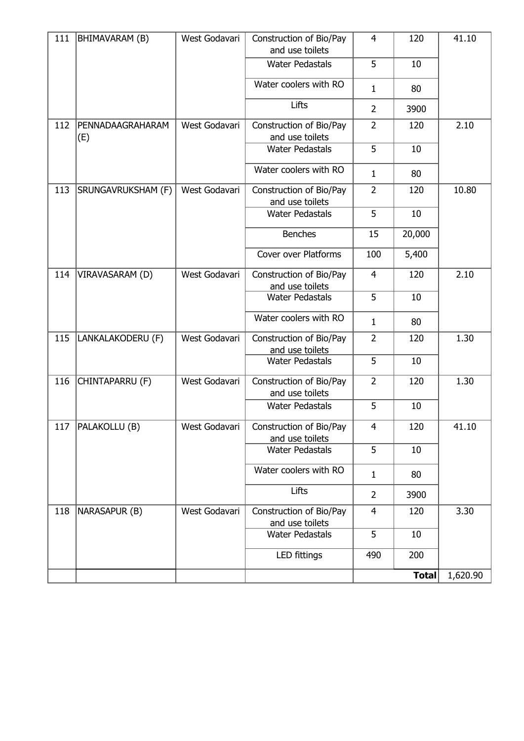| | | | | | | |
|---|---|---|---|---|---|---|
| 111 | BHIMAVARAM (B) | West Godavari | Construction of Bio/Pay and use toilets | 4 | 120 | 41.10 |
| | | | Water Pedastals | 5 | 10 | |
| | | | Water coolers with RO | 1 | 80 | |
| | | | Lifts | 2 | 3900 | |
| 112 | PENNADAAGRAHARAM (E) | West Godavari | Construction of Bio/Pay and use toilets | 2 | 120 | 2.10 |
| | | | Water Pedastals | 5 | 10 | |
| | | | Water coolers with RO | 1 | 80 | |
| 113 | SRUNGAVRUKSHAM (F) | West Godavari | Construction of Bio/Pay and use toilets | 2 | 120 | 10.80 |
| | | | Water Pedastals | 5 | 10 | |
| | | | Benches | 15 | 20,000 | |
| | | | Cover over Platforms | 100 | 5,400 | |
| 114 | VIRAVASARAM (D) | West Godavari | Construction of Bio/Pay and use toilets | 4 | 120 | 2.10 |
| | | | Water Pedastals | 5 | 10 | |
| | | | Water coolers with RO | 1 | 80 | |
| 115 | LANKALAKODERU (F) | West Godavari | Construction of Bio/Pay and use toilets | 2 | 120 | 1.30 |
| | | | Water Pedastals | 5 | 10 | |
| 116 | CHINTAPARRU (F) | West Godavari | Construction of Bio/Pay and use toilets | 2 | 120 | 1.30 |
| | | | Water Pedastals | 5 | 10 | |
| 117 | PALAKOLLU (B) | West Godavari | Construction of Bio/Pay and use toilets | 4 | 120 | 41.10 |
| | | | Water Pedastals | 5 | 10 | |
| | | | Water coolers with RO | 1 | 80 | |
| | | | Lifts | 2 | 3900 | |
| 118 | NARASAPUR (B) | West Godavari | Construction of Bio/Pay and use toilets | 4 | 120 | 3.30 |
| | | | Water Pedastals | 5 | 10 | |
| | | | LED fittings | 490 | 200 | |
| | | | | | **Total** | 1,620.90 |